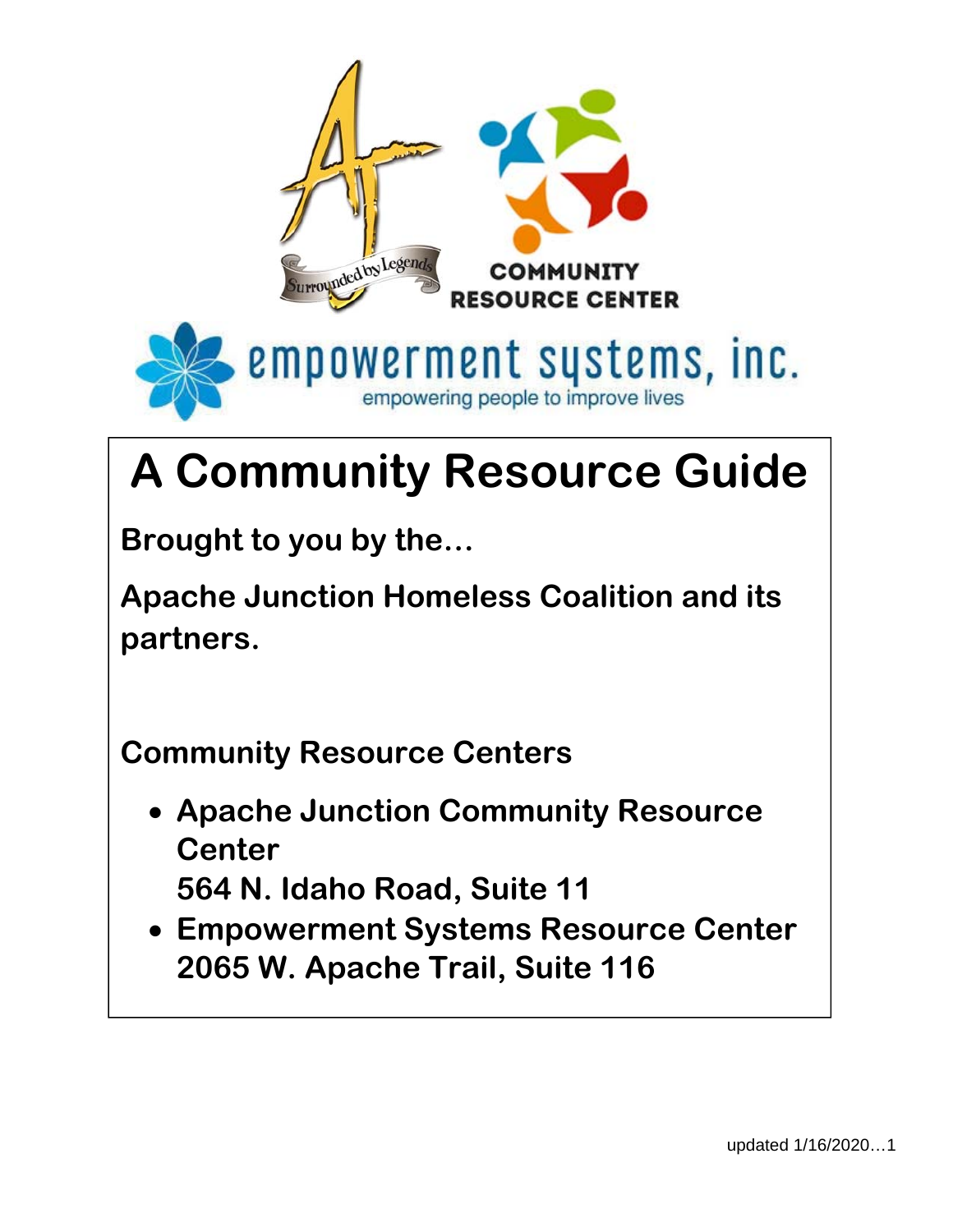COMMUNITY RESOURCE CENTER

empowerment systems, inc.

empowering people to improve lives

# A Community Resource Guide

**Brought to you by the…**

**Apache Junction Homeless Coalition and its partners.**

**Community Resource Centers**

- **Apache Junction Community Resource Center**
  **564 N. Idaho Road, Suite 11**
- **Empowerment Systems Resource Center**
  **2065 W. Apache Trail, Suite 116**

updated 1/16/2020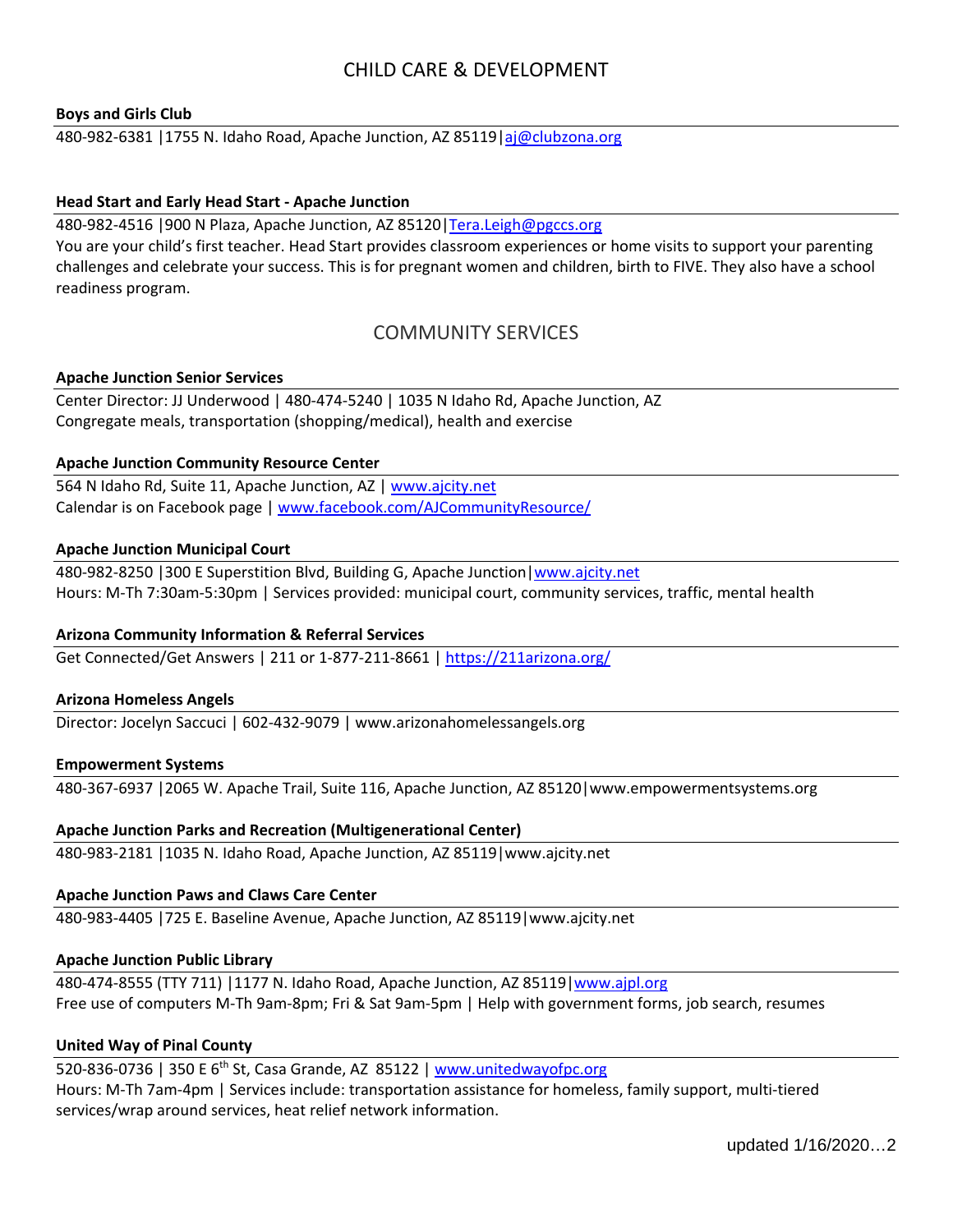# CHILD CARE & DEVELOPMENT

### Boys and Girls Club

480-982-6381 |1755 N. Idaho Road, Apache Junction, AZ 85119|aj@clubzona.org

### Head Start and Early Head Start - Apache Junction

480-982-4516 |900 N Plaza, Apache Junction, AZ 85120|Tera.Leigh@pgccs.org

You are your child's first teacher. Head Start provides classroom experiences or home visits to support your parenting challenges and celebrate your success. This is for pregnant women and children, birth to FIVE. They also have a school readiness program.

# COMMUNITY SERVICES

### Apache Junction Senior Services

Center Director: JJ Underwood | 480-474-5240 | 1035 N Idaho Rd, Apache Junction, AZ

Congregate meals, transportation (shopping/medical), health and exercise

### Apache Junction Community Resource Center

564 N Idaho Rd, Suite 11, Apache Junction, AZ | www.ajcity.net

Calendar is on Facebook page | www.facebook.com/AJCommunityResource/

### Apache Junction Municipal Court

480-982-8250 |300 E Superstition Blvd, Building G, Apache Junction|www.ajcity.net

Hours: M-Th 7:30am-5:30pm | Services provided: municipal court, community services, traffic, mental health

### Arizona Community Information & Referral Services

Get Connected/Get Answers | 211 or 1-877-211-8661 | https://211arizona.org/

### Arizona Homeless Angels

Director: Jocelyn Saccuci | 602-432-9079 | www.arizonahomelessangels.org

### Empowerment Systems

480-367-6937 |2065 W. Apache Trail, Suite 116, Apache Junction, AZ 85120|www.empowermentsystems.org

### Apache Junction Parks and Recreation (Multigenerational Center)

480-983-2181 |1035 N. Idaho Road, Apache Junction, AZ 85119|www.ajcity.net

### Apache Junction Paws and Claws Care Center

480-983-4405 |725 E. Baseline Avenue, Apache Junction, AZ 85119|www.ajcity.net

### Apache Junction Public Library

480-474-8555 (TTY 711) |1177 N. Idaho Road, Apache Junction, AZ 85119|www.ajpl.org

Free use of computers M-Th 9am-8pm; Fri & Sat 9am-5pm | Help with government forms, job search, resumes

### United Way of Pinal County

520-836-0736 | 350 E 6th St, Casa Grande, AZ 85122 | www.unitedwayofpc.org

Hours: M-Th 7am-4pm | Services include: transportation assistance for homeless, family support, multi-tiered services/wrap around services, heat relief network information.

updated 1/16/2020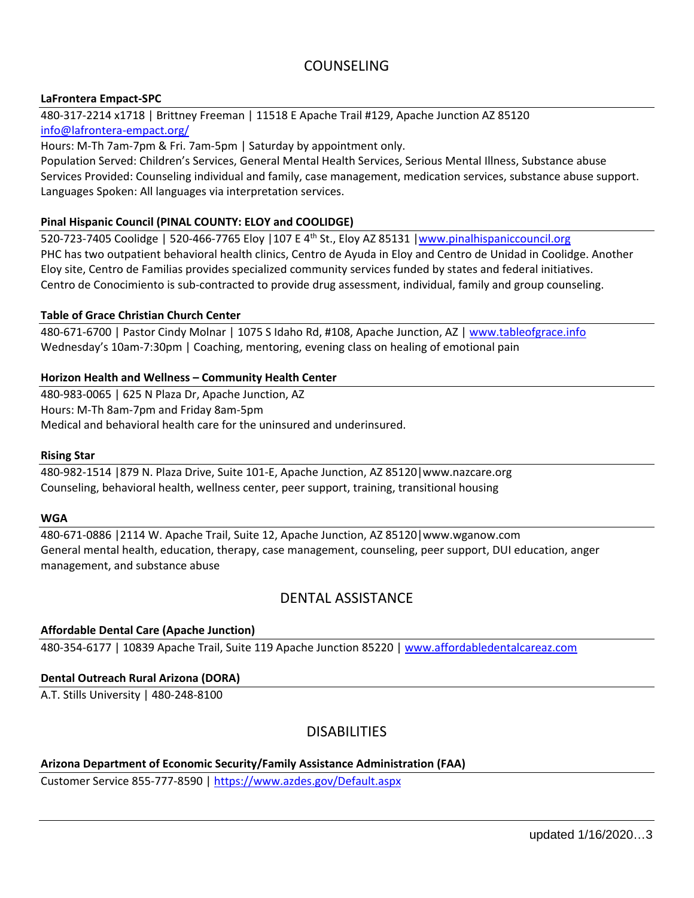# COUNSELING

**LaFrontera Empact-SPC**

480-317-2214 x1718 | Brittney Freeman | 11518 E Apache Trail #129, Apache Junction AZ 85120
info@lafrontera-empact.org/
Hours: M-Th 7am-7pm & Fri. 7am-5pm | Saturday by appointment only.
Population Served: Children's Services, General Mental Health Services, Serious Mental Illness, Substance abuse
Services Provided: Counseling individual and family, case management, medication services, substance abuse support.
Languages Spoken: All languages via interpretation services.

**Pinal Hispanic Council (PINAL COUNTY: ELOY and COOLIDGE)**

520-723-7405 Coolidge | 520-466-7765 Eloy |107 E 4th St., Eloy AZ 85131 |www.pinalhispaniccouncil.org
PHC has two outpatient behavioral health clinics, Centro de Ayuda in Eloy and Centro de Unidad in Coolidge. Another Eloy site, Centro de Familias provides specialized community services funded by states and federal initiatives. Centro de Conocimiento is sub-contracted to provide drug assessment, individual, family and group counseling.

**Table of Grace Christian Church Center**

480-671-6700 | Pastor Cindy Molnar | 1075 S Idaho Rd, #108, Apache Junction, AZ | www.tableofgrace.info
Wednesday's 10am-7:30pm | Coaching, mentoring, evening class on healing of emotional pain

**Horizon Health and Wellness – Community Health Center**

480-983-0065 | 625 N Plaza Dr, Apache Junction, AZ
Hours: M-Th 8am-7pm and Friday 8am-5pm
Medical and behavioral health care for the uninsured and underinsured.

**Rising Star**

480-982-1514 |879 N. Plaza Drive, Suite 101-E, Apache Junction, AZ 85120|www.nazcare.org
Counseling, behavioral health, wellness center, peer support, training, transitional housing

**WGA**

480-671-0886 |2114 W. Apache Trail, Suite 12, Apache Junction, AZ 85120|www.wganow.com
General mental health, education, therapy, case management, counseling, peer support, DUI education, anger management, and substance abuse

# DENTAL ASSISTANCE

**Affordable Dental Care (Apache Junction)**

480-354-6177 | 10839 Apache Trail, Suite 119 Apache Junction 85220 | www.affordabledentalcareaz.com

**Dental Outreach Rural Arizona (DORA)**

A.T. Stills University | 480-248-8100

# DISABILITIES

**Arizona Department of Economic Security/Family Assistance Administration (FAA)**

Customer Service 855-777-8590 | https://www.azdes.gov/Default.aspx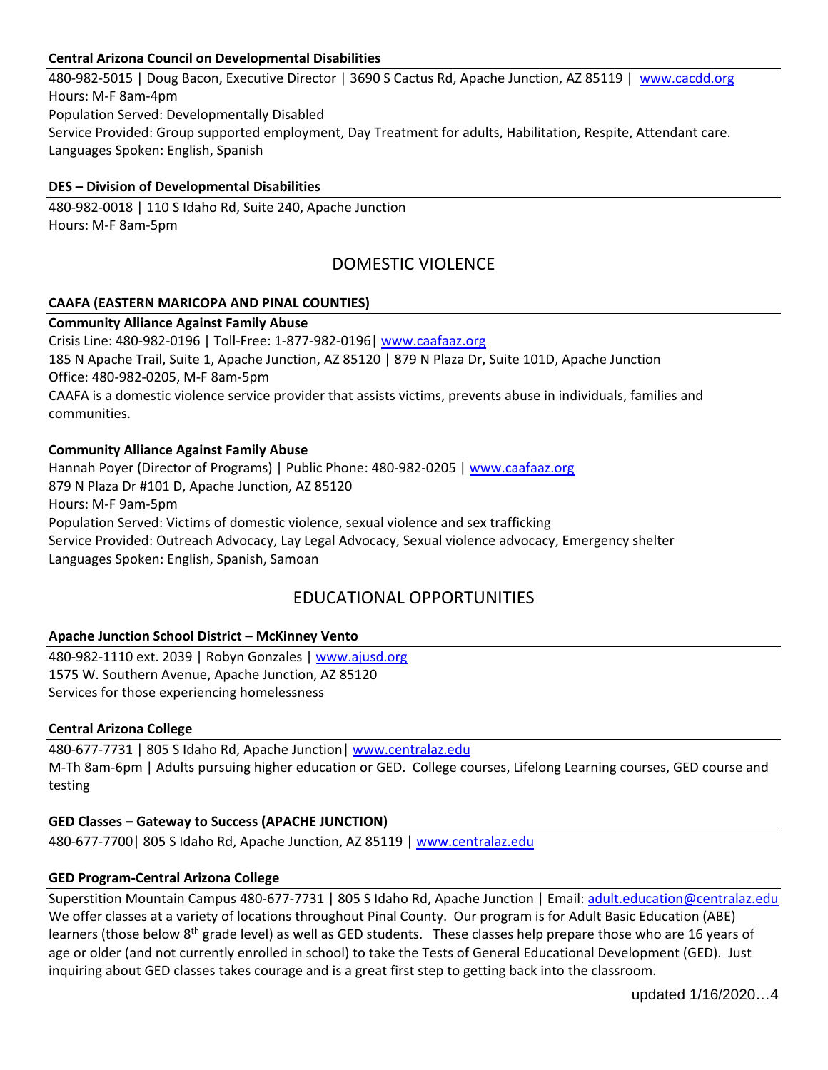### Central Arizona Council on Developmental Disabilities

480-982-5015 | Doug Bacon, Executive Director | 3690 S Cactus Rd, Apache Junction, AZ 85119 | www.cacdd.org
Hours: M-F 8am-4pm
Population Served: Developmentally Disabled
Service Provided: Group supported employment, Day Treatment for adults, Habilitation, Respite, Attendant care.
Languages Spoken: English, Spanish

### DES – Division of Developmental Disabilities

480-982-0018 | 110 S Idaho Rd, Suite 240, Apache Junction
Hours: M-F 8am-5pm

## DOMESTIC VIOLENCE

### CAAFA (EASTERN MARICOPA AND PINAL COUNTIES)

**Community Alliance Against Family Abuse**
Crisis Line: 480-982-0196 | Toll-Free: 1-877-982-0196| www.caafaaz.org
185 N Apache Trail, Suite 1, Apache Junction, AZ 85120 | 879 N Plaza Dr, Suite 101D, Apache Junction
Office: 480-982-0205, M-F 8am-5pm
CAAFA is a domestic violence service provider that assists victims, prevents abuse in individuals, families and communities.

**Community Alliance Against Family Abuse**
Hannah Poyer (Director of Programs) | Public Phone: 480-982-0205 | www.caafaaz.org
879 N Plaza Dr #101 D, Apache Junction, AZ 85120
Hours: M-F 9am-5pm
Population Served: Victims of domestic violence, sexual violence and sex trafficking
Service Provided: Outreach Advocacy, Lay Legal Advocacy, Sexual violence advocacy, Emergency shelter
Languages Spoken: English, Spanish, Samoan

## EDUCATIONAL OPPORTUNITIES

### Apache Junction School District – McKinney Vento

480-982-1110 ext. 2039 | Robyn Gonzales | www.ajusd.org
1575 W. Southern Avenue, Apache Junction, AZ 85120
Services for those experiencing homelessness

### Central Arizona College

480-677-7731 | 805 S Idaho Rd, Apache Junction| www.centralaz.edu
M-Th 8am-6pm | Adults pursuing higher education or GED. College courses, Lifelong Learning courses, GED course and testing

### GED Classes – Gateway to Success (APACHE JUNCTION)

480-677-7700| 805 S Idaho Rd, Apache Junction, AZ 85119 | www.centralaz.edu

### GED Program-Central Arizona College

Superstition Mountain Campus 480-677-7731 | 805 S Idaho Rd, Apache Junction | Email: adult.education@centralaz.edu
We offer classes at a variety of locations throughout Pinal County. Our program is for Adult Basic Education (ABE) learners (those below 8th grade level) as well as GED students. These classes help prepare those who are 16 years of age or older (and not currently enrolled in school) to take the Tests of General Educational Development (GED). Just inquiring about GED classes takes courage and is a great first step to getting back into the classroom.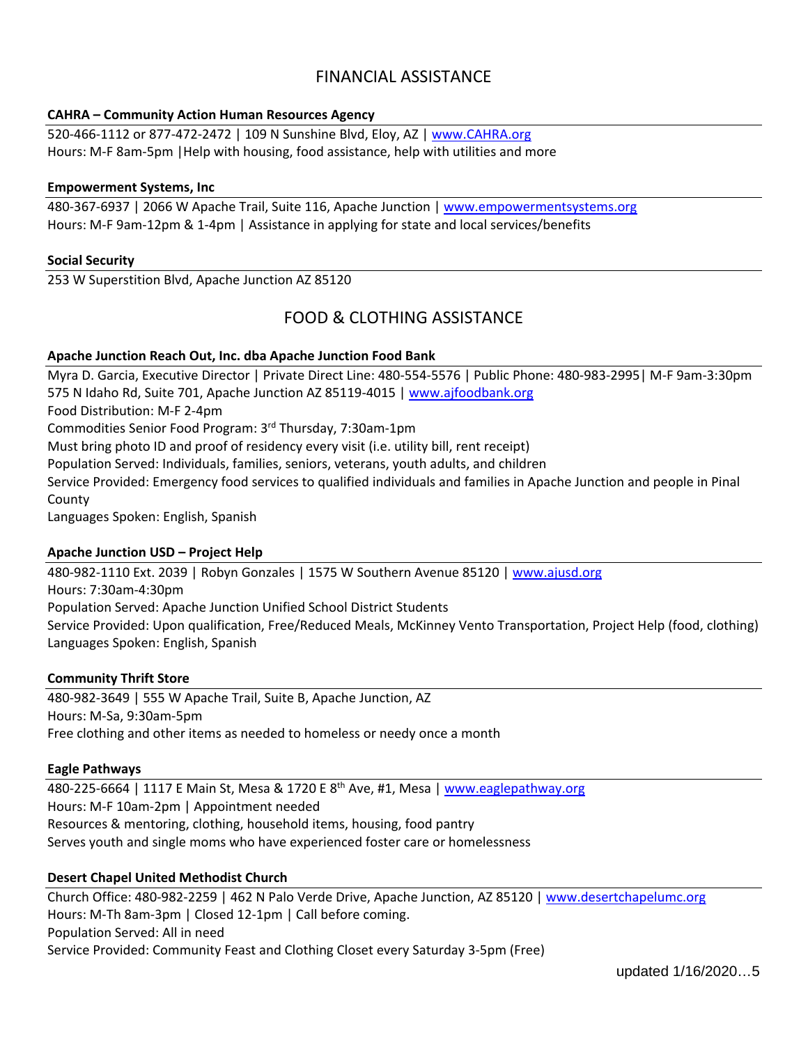## FINANCIAL ASSISTANCE

**CAHRA – Community Action Human Resources Agency**

520-466-1112 or 877-472-2472 | 109 N Sunshine Blvd, Eloy, AZ | www.CAHRA.org
Hours: M-F 8am-5pm |Help with housing, food assistance, help with utilities and more

**Empowerment Systems, Inc**

480-367-6937 | 2066 W Apache Trail, Suite 116, Apache Junction | www.empowermentsystems.org
Hours: M-F 9am-12pm & 1-4pm | Assistance in applying for state and local services/benefits

**Social Security**

253 W Superstition Blvd, Apache Junction AZ 85120

## FOOD & CLOTHING ASSISTANCE

**Apache Junction Reach Out, Inc. dba Apache Junction Food Bank**

Myra D. Garcia, Executive Director | Private Direct Line: 480-554-5576 | Public Phone: 480-983-2995| M-F 9am-3:30pm
575 N Idaho Rd, Suite 701, Apache Junction AZ 85119-4015 | www.ajfoodbank.org
Food Distribution: M-F 2-4pm
Commodities Senior Food Program: 3rd Thursday, 7:30am-1pm
Must bring photo ID and proof of residency every visit (i.e. utility bill, rent receipt)
Population Served: Individuals, families, seniors, veterans, youth adults, and children
Service Provided: Emergency food services to qualified individuals and families in Apache Junction and people in Pinal County
Languages Spoken: English, Spanish

**Apache Junction USD – Project Help**

480-982-1110 Ext. 2039 | Robyn Gonzales | 1575 W Southern Avenue 85120 | www.ajusd.org
Hours: 7:30am-4:30pm
Population Served: Apache Junction Unified School District Students
Service Provided: Upon qualification, Free/Reduced Meals, McKinney Vento Transportation, Project Help (food, clothing)
Languages Spoken: English, Spanish

**Community Thrift Store**

480-982-3649 | 555 W Apache Trail, Suite B, Apache Junction, AZ
Hours: M-Sa, 9:30am-5pm
Free clothing and other items as needed to homeless or needy once a month

**Eagle Pathways**

480-225-6664 | 1117 E Main St, Mesa & 1720 E 8th Ave, #1, Mesa | www.eaglepathway.org
Hours: M-F 10am-2pm | Appointment needed
Resources & mentoring, clothing, household items, housing, food pantry
Serves youth and single moms who have experienced foster care or homelessness

**Desert Chapel United Methodist Church**

Church Office: 480-982-2259 | 462 N Palo Verde Drive, Apache Junction, AZ 85120 | www.desertchapelumc.org
Hours: M-Th 8am-3pm | Closed 12-1pm | Call before coming.
Population Served: All in need
Service Provided: Community Feast and Clothing Closet every Saturday 3-5pm (Free)

updated 1/16/2020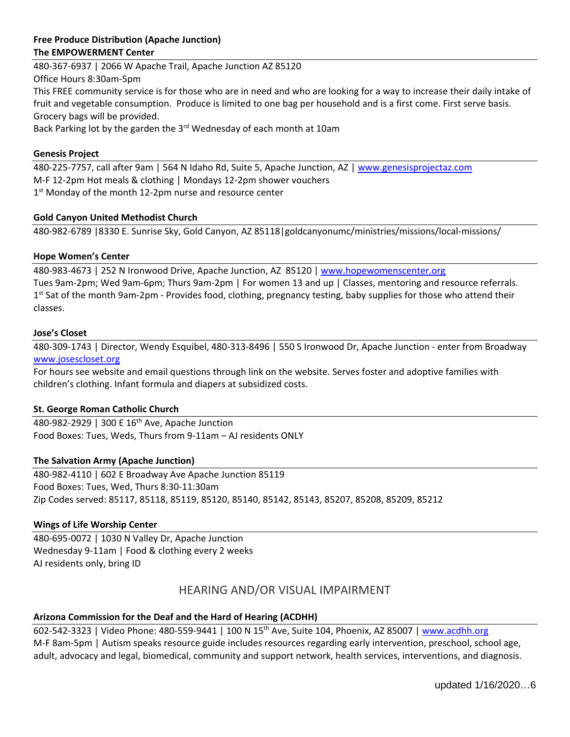**Free Produce Distribution (Apache Junction)**
**The EMPOWERMENT Center**

480-367-6937 | 2066 W Apache Trail, Apache Junction AZ 85120
Office Hours 8:30am-5pm
This FREE community service is for those who are in need and who are looking for a way to increase their daily intake of fruit and vegetable consumption. Produce is limited to one bag per household and is a first come. First serve basis. Grocery bags will be provided.
Back Parking lot by the garden the 3rd Wednesday of each month at 10am

**Genesis Project**

480-225-7757, call after 9am | 564 N Idaho Rd, Suite 5, Apache Junction, AZ | www.genesisprojectaz.com
M-F 12-2pm Hot meals & clothing | Mondays 12-2pm shower vouchers
1st Monday of the month 12-2pm nurse and resource center

**Gold Canyon United Methodist Church**

480-982-6789 |8330 E. Sunrise Sky, Gold Canyon, AZ 85118|goldcanyonumc/ministries/missions/local-missions/

**Hope Women's Center**

480-983-4673 | 252 N Ironwood Drive, Apache Junction, AZ 85120 | www.hopewomenscenter.org
Tues 9am-2pm; Wed 9am-6pm; Thurs 9am-2pm | For women 13 and up | Classes, mentoring and resource referrals.
1st Sat of the month 9am-2pm - Provides food, clothing, pregnancy testing, baby supplies for those who attend their classes.

**Jose's Closet**

480-309-1743 | Director, Wendy Esquibel, 480-313-8496 | 550 S Ironwood Dr, Apache Junction - enter from Broadway
www.josescloset.org
For hours see website and email questions through link on the website. Serves foster and adoptive families with children's clothing. Infant formula and diapers at subsidized costs.

**St. George Roman Catholic Church**

480-982-2929 | 300 E 16th Ave, Apache Junction
Food Boxes: Tues, Weds, Thurs from 9-11am – AJ residents ONLY

**The Salvation Army (Apache Junction)**

480-982-4110 | 602 E Broadway Ave Apache Junction 85119
Food Boxes: Tues, Wed, Thurs 8:30-11:30am
Zip Codes served: 85117, 85118, 85119, 85120, 85140, 85142, 85143, 85207, 85208, 85209, 85212

**Wings of Life Worship Center**

480-695-0072 | 1030 N Valley Dr, Apache Junction
Wednesday 9-11am | Food & clothing every 2 weeks
AJ residents only, bring ID

## HEARING AND/OR VISUAL IMPAIRMENT

**Arizona Commission for the Deaf and the Hard of Hearing (ACDHH)**

602-542-3323 | Video Phone: 480-559-9441 | 100 N 15th Ave, Suite 104, Phoenix, AZ 85007 | www.acdhh.org
M-F 8am-5pm | Autism speaks resource guide includes resources regarding early intervention, preschool, school age, adult, advocacy and legal, biomedical, community and support network, health services, interventions, and diagnosis.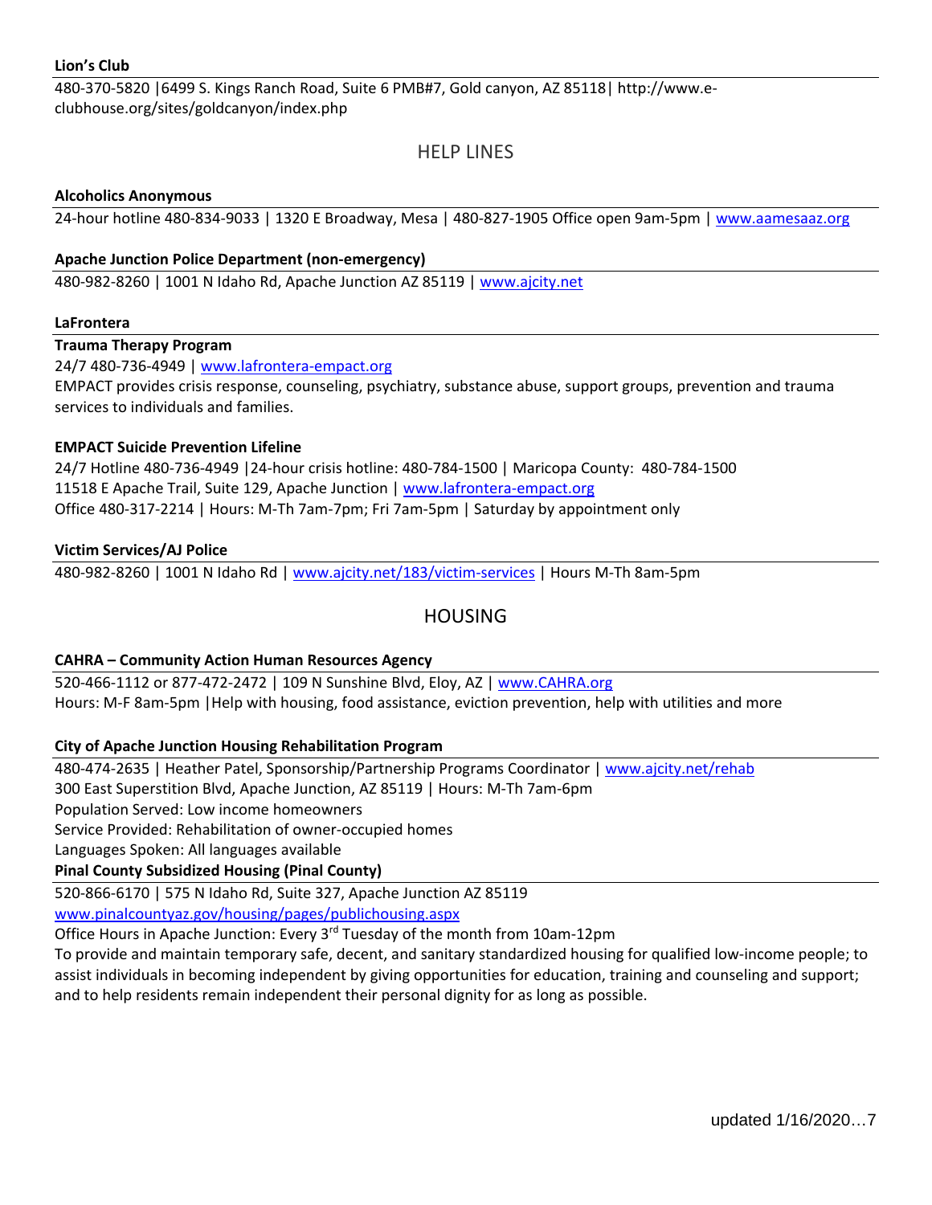**Lion's Club**

480-370-5820 |6499 S. Kings Ranch Road, Suite 6 PMB#7, Gold canyon, AZ 85118| http://www.e-clubhouse.org/sites/goldcanyon/index.php

## HELP LINES

**Alcoholics Anonymous**

24-hour hotline 480-834-9033 | 1320 E Broadway, Mesa | 480-827-1905 Office open 9am-5pm | www.aamesaaz.org

**Apache Junction Police Department (non-emergency)**

480-982-8260 | 1001 N Idaho Rd, Apache Junction AZ 85119 | www.ajcity.net

**LaFrontera**

**Trauma Therapy Program**

24/7 480-736-4949 | www.lafrontera-empact.org

EMPACT provides crisis response, counseling, psychiatry, substance abuse, support groups, prevention and trauma services to individuals and families.

**EMPACT Suicide Prevention Lifeline**

24/7 Hotline 480-736-4949 |24-hour crisis hotline: 480-784-1500 | Maricopa County: 480-784-1500
11518 E Apache Trail, Suite 129, Apache Junction | www.lafrontera-empact.org
Office 480-317-2214 | Hours: M-Th 7am-7pm; Fri 7am-5pm | Saturday by appointment only

**Victim Services/AJ Police**

480-982-8260 | 1001 N Idaho Rd | www.ajcity.net/183/victim-services | Hours M-Th 8am-5pm

## HOUSING

**CAHRA – Community Action Human Resources Agency**

520-466-1112 or 877-472-2472 | 109 N Sunshine Blvd, Eloy, AZ | www.CAHRA.org
Hours: M-F 8am-5pm |Help with housing, food assistance, eviction prevention, help with utilities and more

**City of Apache Junction Housing Rehabilitation Program**

480-474-2635 | Heather Patel, Sponsorship/Partnership Programs Coordinator | www.ajcity.net/rehab
300 East Superstition Blvd, Apache Junction, AZ 85119 | Hours: M-Th 7am-6pm
Population Served: Low income homeowners
Service Provided: Rehabilitation of owner-occupied homes
Languages Spoken: All languages available

**Pinal County Subsidized Housing (Pinal County)**

520-866-6170 | 575 N Idaho Rd, Suite 327, Apache Junction AZ 85119
www.pinalcountyaz.gov/housing/pages/publichousing.aspx
Office Hours in Apache Junction: Every 3rd Tuesday of the month from 10am-12pm
To provide and maintain temporary safe, decent, and sanitary standardized housing for qualified low-income people; to assist individuals in becoming independent by giving opportunities for education, training and counseling and support; and to help residents remain independent their personal dignity for as long as possible.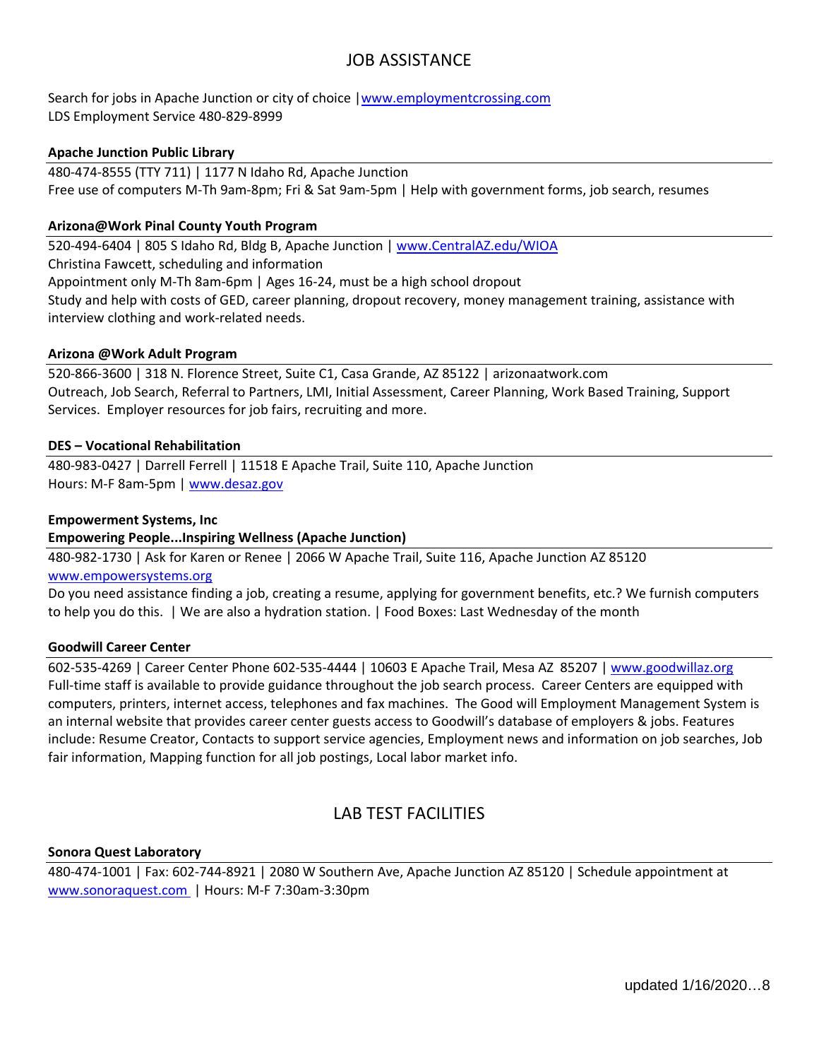# JOB ASSISTANCE

Search for jobs in Apache Junction or city of choice |www.employmentcrossing.com
LDS Employment Service 480-829-8999

**Apache Junction Public Library**

480-474-8555 (TTY 711) | 1177 N Idaho Rd, Apache Junction
Free use of computers M-Th 9am-8pm; Fri & Sat 9am-5pm | Help with government forms, job search, resumes

**Arizona@Work Pinal County Youth Program**

520-494-6404 | 805 S Idaho Rd, Bldg B, Apache Junction | www.CentralAZ.edu/WIOA
Christina Fawcett, scheduling and information
Appointment only M-Th 8am-6pm | Ages 16-24, must be a high school dropout
Study and help with costs of GED, career planning, dropout recovery, money management training, assistance with interview clothing and work-related needs.

**Arizona @Work Adult Program**

520-866-3600 | 318 N. Florence Street, Suite C1, Casa Grande, AZ 85122 | arizonaatwork.com
Outreach, Job Search, Referral to Partners, LMI, Initial Assessment, Career Planning, Work Based Training, Support Services. Employer resources for job fairs, recruiting and more.

**DES – Vocational Rehabilitation**

480-983-0427 | Darrell Ferrell | 11518 E Apache Trail, Suite 110, Apache Junction
Hours: M-F 8am-5pm | www.desaz.gov

**Empowerment Systems, Inc**
**Empowering People...Inspiring Wellness (Apache Junction)**

480-982-1730 | Ask for Karen or Renee | 2066 W Apache Trail, Suite 116, Apache Junction AZ 85120
www.empowersystems.org
Do you need assistance finding a job, creating a resume, applying for government benefits, etc.? We furnish computers to help you do this. | We are also a hydration station. | Food Boxes: Last Wednesday of the month

**Goodwill Career Center**

602-535-4269 | Career Center Phone 602-535-4444 | 10603 E Apache Trail, Mesa AZ 85207 | www.goodwillaz.org
Full-time staff is available to provide guidance throughout the job search process. Career Centers are equipped with computers, printers, internet access, telephones and fax machines. The Good will Employment Management System is an internal website that provides career center guests access to Goodwill's database of employers & jobs. Features include: Resume Creator, Contacts to support service agencies, Employment news and information on job searches, Job fair information, Mapping function for all job postings, Local labor market info.

# LAB TEST FACILITIES

**Sonora Quest Laboratory**

480-474-1001 | Fax: 602-744-8921 | 2080 W Southern Ave, Apache Junction AZ 85120 | Schedule appointment at www.sonoraquest.com | Hours: M-F 7:30am-3:30pm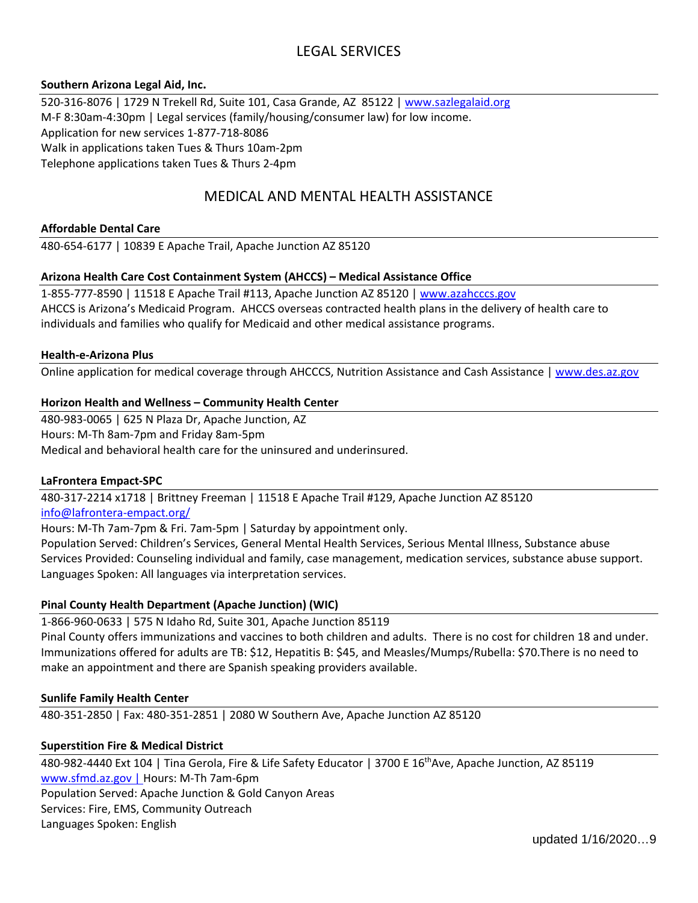## LEGAL SERVICES

### Southern Arizona Legal Aid, Inc.

520-316-8076 | 1729 N Trekell Rd, Suite 101, Casa Grande, AZ 85122 | www.sazlegalaid.org
M-F 8:30am-4:30pm | Legal services (family/housing/consumer law) for low income.
Application for new services 1-877-718-8086
Walk in applications taken Tues & Thurs 10am-2pm
Telephone applications taken Tues & Thurs 2-4pm

## MEDICAL AND MENTAL HEALTH ASSISTANCE

### Affordable Dental Care

480-654-6177 | 10839 E Apache Trail, Apache Junction AZ 85120

### Arizona Health Care Cost Containment System (AHCCS) – Medical Assistance Office

1-855-777-8590 | 11518 E Apache Trail #113, Apache Junction AZ 85120 | www.azahcccs.gov
AHCCS is Arizona's Medicaid Program. AHCCS overseas contracted health plans in the delivery of health care to individuals and families who qualify for Medicaid and other medical assistance programs.

### Health-e-Arizona Plus

Online application for medical coverage through AHCCCS, Nutrition Assistance and Cash Assistance | www.des.az.gov

### Horizon Health and Wellness – Community Health Center

480-983-0065 | 625 N Plaza Dr, Apache Junction, AZ
Hours: M-Th 8am-7pm and Friday 8am-5pm
Medical and behavioral health care for the uninsured and underinsured.

### LaFrontera Empact-SPC

480-317-2214 x1718 | Brittney Freeman | 11518 E Apache Trail #129, Apache Junction AZ 85120
info@lafrontera-empact.org/
Hours: M-Th 7am-7pm & Fri. 7am-5pm | Saturday by appointment only.
Population Served: Children's Services, General Mental Health Services, Serious Mental Illness, Substance abuse
Services Provided: Counseling individual and family, case management, medication services, substance abuse support.
Languages Spoken: All languages via interpretation services.

### Pinal County Health Department (Apache Junction) (WIC)

1-866-960-0633 | 575 N Idaho Rd, Suite 301, Apache Junction 85119
Pinal County offers immunizations and vaccines to both children and adults. There is no cost for children 18 and under. Immunizations offered for adults are TB: $12, Hepatitis B: $45, and Measles/Mumps/Rubella: $70.There is no need to make an appointment and there are Spanish speaking providers available.

### Sunlife Family Health Center

480-351-2850 | Fax: 480-351-2851 | 2080 W Southern Ave, Apache Junction AZ 85120

### Superstition Fire & Medical District

480-982-4440 Ext 104 | Tina Gerola, Fire & Life Safety Educator | 3700 E 16th Ave, Apache Junction, AZ 85119
www.sfmd.az.gov | Hours: M-Th 7am-6pm
Population Served: Apache Junction & Gold Canyon Areas
Services: Fire, EMS, Community Outreach
Languages Spoken: English

updated 1/16/2020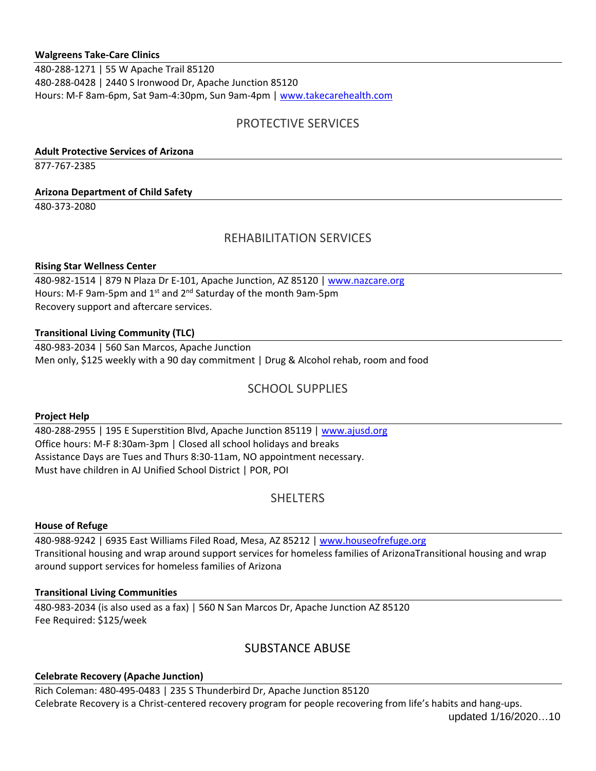**Walgreens Take-Care Clinics**

480-288-1271 | 55 W Apache Trail 85120
480-288-0428 | 2440 S Ironwood Dr, Apache Junction 85120
Hours: M-F 8am-6pm, Sat 9am-4:30pm, Sun 9am-4pm | www.takecarehealth.com

## PROTECTIVE SERVICES

**Adult Protective Services of Arizona**

877-767-2385

**Arizona Department of Child Safety**

480-373-2080

## REHABILITATION SERVICES

**Rising Star Wellness Center**

480-982-1514 | 879 N Plaza Dr E-101, Apache Junction, AZ 85120 | www.nazcare.org
Hours: M-F 9am-5pm and 1st and 2nd Saturday of the month 9am-5pm
Recovery support and aftercare services.

**Transitional Living Community (TLC)**

480-983-2034 | 560 San Marcos, Apache Junction
Men only, $125 weekly with a 90 day commitment | Drug & Alcohol rehab, room and food

## SCHOOL SUPPLIES

**Project Help**

480-288-2955 | 195 E Superstition Blvd, Apache Junction 85119 | www.ajusd.org
Office hours: M-F 8:30am-3pm | Closed all school holidays and breaks
Assistance Days are Tues and Thurs 8:30-11am, NO appointment necessary.
Must have children in AJ Unified School District | POR, POI

## SHELTERS

**House of Refuge**

480-988-9242 | 6935 East Williams Filed Road, Mesa, AZ 85212 | www.houseofrefuge.org
Transitional housing and wrap around support services for homeless families of ArizonaTransitional housing and wrap around support services for homeless families of Arizona

**Transitional Living Communities**

480-983-2034 (is also used as a fax) | 560 N San Marcos Dr, Apache Junction AZ 85120
Fee Required: $125/week

## SUBSTANCE ABUSE

**Celebrate Recovery (Apache Junction)**

Rich Coleman: 480-495-0483 | 235 S Thunderbird Dr, Apache Junction 85120
Celebrate Recovery is a Christ-centered recovery program for people recovering from life's habits and hang-ups.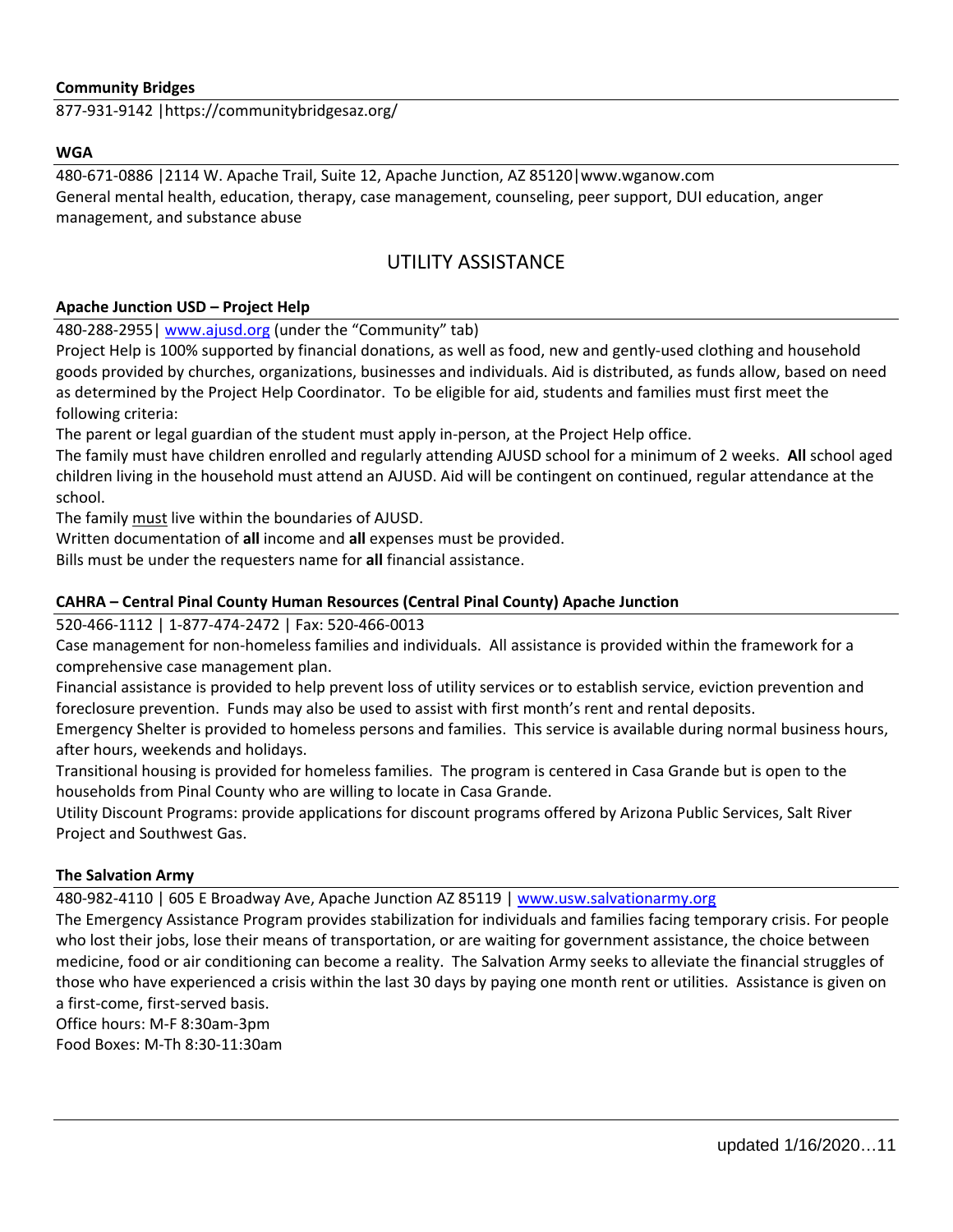**Community Bridges**

877-931-9142 |https://communitybridgesaz.org/

**WGA**

480-671-0886 |2114 W. Apache Trail, Suite 12, Apache Junction, AZ 85120|www.wganow.com
General mental health, education, therapy, case management, counseling, peer support, DUI education, anger management, and substance abuse

## UTILITY ASSISTANCE

**Apache Junction USD – Project Help**

480-288-2955| [www.ajusd.org](www.ajusd.org) (under the "Community" tab)
Project Help is 100% supported by financial donations, as well as food, new and gently-used clothing and household goods provided by churches, organizations, businesses and individuals. Aid is distributed, as funds allow, based on need as determined by the Project Help Coordinator. To be eligible for aid, students and families must first meet the following criteria:
The parent or legal guardian of the student must apply in-person, at the Project Help office.
The family must have children enrolled and regularly attending AJUSD school for a minimum of 2 weeks. **All** school aged children living in the household must attend an AJUSD. Aid will be contingent on continued, regular attendance at the school.
The family must live within the boundaries of AJUSD.
Written documentation of **all** income and **all** expenses must be provided.
Bills must be under the requesters name for **all** financial assistance.

**CAHRA – Central Pinal County Human Resources (Central Pinal County) Apache Junction**

520-466-1112 | 1-877-474-2472 | Fax: 520-466-0013
Case management for non-homeless families and individuals. All assistance is provided within the framework for a comprehensive case management plan.
Financial assistance is provided to help prevent loss of utility services or to establish service, eviction prevention and foreclosure prevention. Funds may also be used to assist with first month's rent and rental deposits.
Emergency Shelter is provided to homeless persons and families. This service is available during normal business hours, after hours, weekends and holidays.
Transitional housing is provided for homeless families. The program is centered in Casa Grande but is open to the households from Pinal County who are willing to locate in Casa Grande.
Utility Discount Programs: provide applications for discount programs offered by Arizona Public Services, Salt River Project and Southwest Gas.

**The Salvation Army**

480-982-4110 | 605 E Broadway Ave, Apache Junction AZ 85119 | [www.usw.salvationarmy.org](www.usw.salvationarmy.org)
The Emergency Assistance Program provides stabilization for individuals and families facing temporary crisis. For people who lost their jobs, lose their means of transportation, or are waiting for government assistance, the choice between medicine, food or air conditioning can become a reality. The Salvation Army seeks to alleviate the financial struggles of those who have experienced a crisis within the last 30 days by paying one month rent or utilities. Assistance is given on a first-come, first-served basis.
Office hours: M-F 8:30am-3pm
Food Boxes: M-Th 8:30-11:30am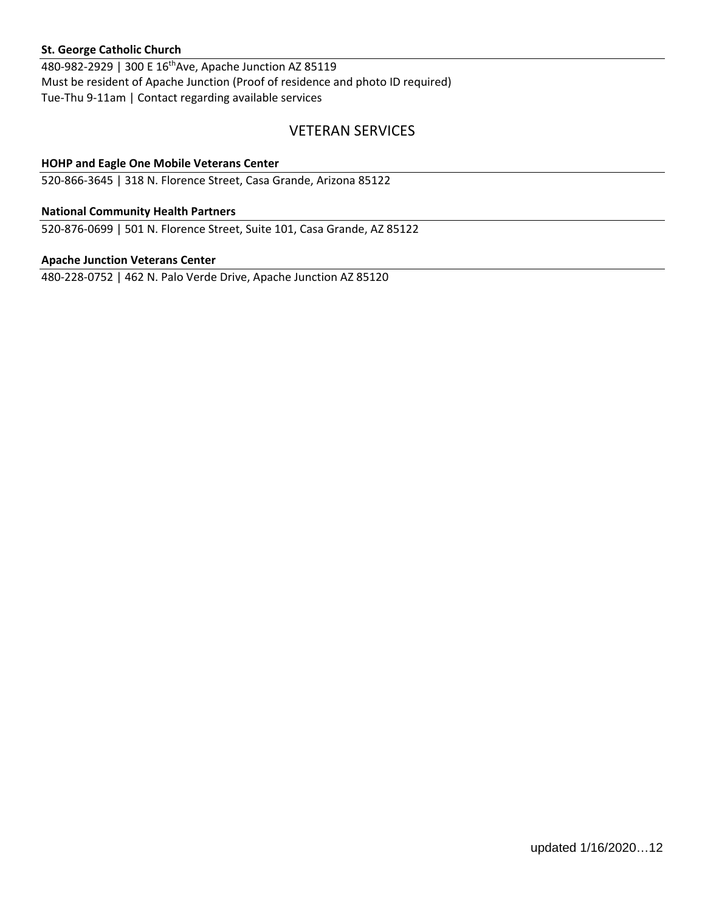**St. George Catholic Church**

480-982-2929 | 300 E 16th Ave, Apache Junction AZ 85119
Must be resident of Apache Junction (Proof of residence and photo ID required)
Tue-Thu 9-11am | Contact regarding available services

## VETERAN SERVICES

**HOHP and Eagle One Mobile Veterans Center**

520-866-3645 | 318 N. Florence Street, Casa Grande, Arizona 85122

**National Community Health Partners**

520-876-0699 | 501 N. Florence Street, Suite 101, Casa Grande, AZ 85122

**Apache Junction Veterans Center**

480-228-0752 | 462 N. Palo Verde Drive, Apache Junction AZ 85120